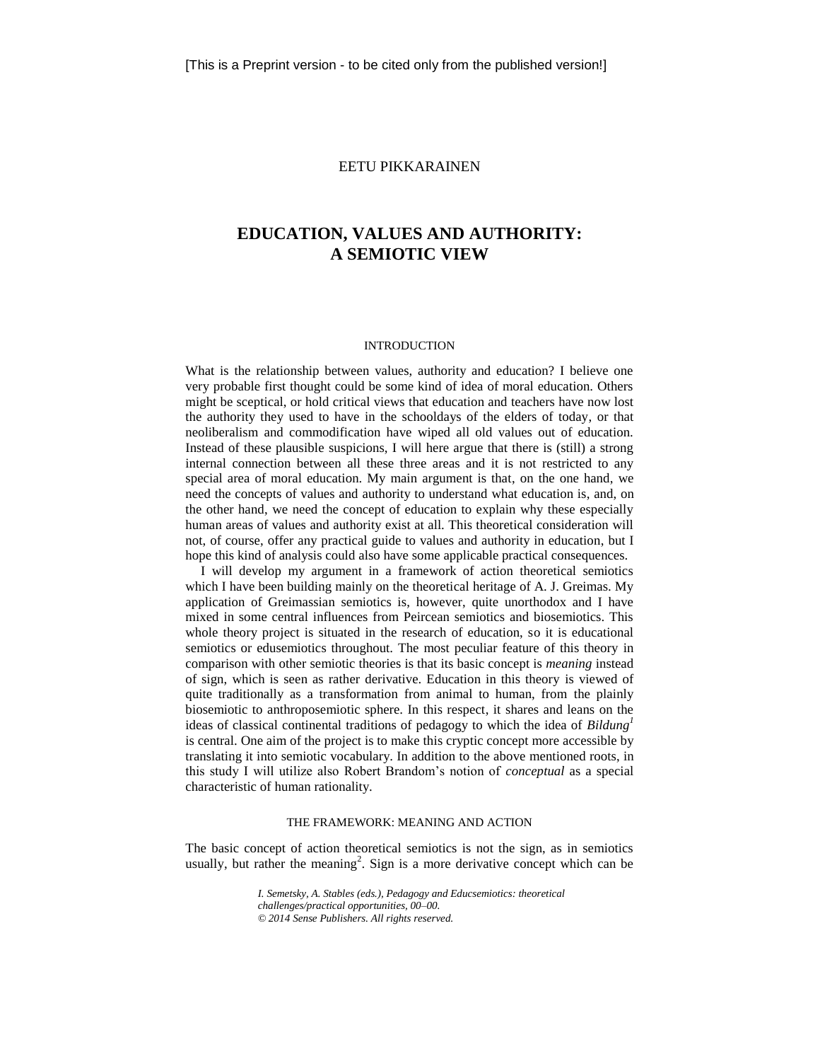[This is a Preprint version - to be cited only from the published version!]

EETU PIKKARAINEN

# EDUCATION, VALUES AND AUTHORITY: A SEMIOTIC VIEW

## INTRODUCTION

What is the relationship between values, authority and education? I believe one very probable first thought could be some kind of idea of moral education. Others might be sceptical, or hold critical views that education and teachers have now lost the authority they used to have in the schooldays of the elders of today, or that neoliberalism and commodification have wiped all old values out of education. Instead of these plausible suspicions, I will here argue that there is (still) a strong internal connection between all these three areas and it is not restricted to any special area of moral education. My main argument is that, on the one hand, we need the concepts of values and authority to understand what education is, and, on the other hand, we need the concept of education to explain why these especially human areas of values and authority exist at all. This theoretical consideration will not, of course, offer any practical guide to values and authority in education, but I hope this kind of analysis could also have some applicable practical consequences.

I will develop my argument in a framework of action theoretical semiotics which I have been building mainly on the theoretical heritage of A. J. Greimas. My application of Greimassian semiotics is, however, quite unorthodox and I have mixed in some central influences from Peircean semiotics and biosemiotics. This whole theory project is situated in the research of education, so it is educational semiotics or edusemiotics throughout. The most peculiar feature of this theory in comparison with other semiotic theories is that its basic concept is *meaning* instead of sign, which is seen as rather derivative. Education in this theory is viewed of quite traditionally as a transformation from animal to human, from the plainly biosemiotic to anthroposemiotic sphere. In this respect, it shares and leans on the ideas of classical continental traditions of pedagogy to which the idea of *Bildung*[1] is central. One aim of the project is to make this cryptic concept more accessible by translating it into semiotic vocabulary. In addition to the above mentioned roots, in this study I will utilize also Robert Brandom's notion of *conceptual* as a special characteristic of human rationality.

## THE FRAMEWORK: MEANING AND ACTION

The basic concept of action theoretical semiotics is not the sign, as in semiotics usually, but rather the meaning[2]. Sign is a more derivative concept which can be

*I. Semetsky, A. Stables (eds.), Pedagogy and Educsemiotics: theoretical challenges/practical opportunities, 00–00.*
*© 2014 Sense Publishers. All rights reserved.*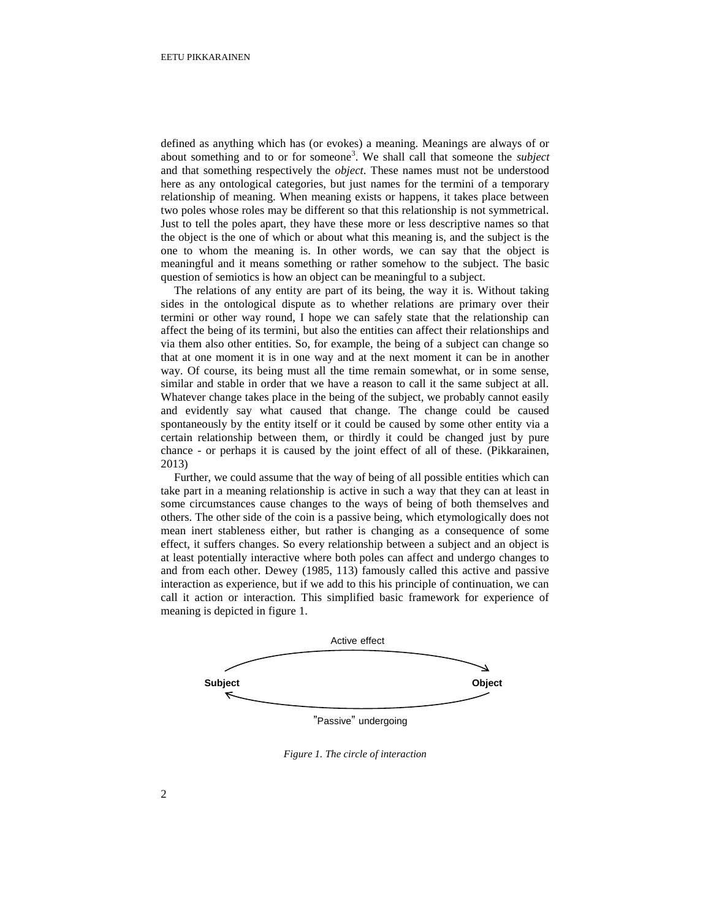defined as anything which has (or evokes) a meaning. Meanings are always of or about something and to or for someone[3]. We shall call that someone the *subject* and that something respectively the *object*. These names must not be understood here as any ontological categories, but just names for the termini of a temporary relationship of meaning. When meaning exists or happens, it takes place between two poles whose roles may be different so that this relationship is not symmetrical. Just to tell the poles apart, they have these more or less descriptive names so that the object is the one of which or about what this meaning is, and the subject is the one to whom the meaning is. In other words, we can say that the object is meaningful and it means something or rather somehow to the subject. The basic question of semiotics is how an object can be meaningful to a subject.

The relations of any entity are part of its being, the way it is. Without taking sides in the ontological dispute as to whether relations are primary over their termini or other way round, I hope we can safely state that the relationship can affect the being of its termini, but also the entities can affect their relationships and via them also other entities. So, for example, the being of a subject can change so that at one moment it is in one way and at the next moment it can be in another way. Of course, its being must all the time remain somewhat, or in some sense, similar and stable in order that we have a reason to call it the same subject at all. Whatever change takes place in the being of the subject, we probably cannot easily and evidently say what caused that change. The change could be caused spontaneously by the entity itself or it could be caused by some other entity via a certain relationship between them, or thirdly it could be changed just by pure chance - or perhaps it is caused by the joint effect of all of these. (Pikkarainen, 2013)

Further, we could assume that the way of being of all possible entities which can take part in a meaning relationship is active in such a way that they can at least in some circumstances cause changes to the ways of being of both themselves and others. The other side of the coin is a passive being, which etymologically does not mean inert stableness either, but rather is changing as a consequence of some effect, it suffers changes. So every relationship between a subject and an object is at least potentially interactive where both poles can affect and undergo changes to and from each other. Dewey (1985, 113) famously called this active and passive interaction as experience, but if we add to this his principle of continuation, we can call it action or interaction. This simplified basic framework for experience of meaning is depicted in figure 1.

Active effect

**Subject** **Object**

"Passive" undergoing

*Figure 1. The circle of interaction*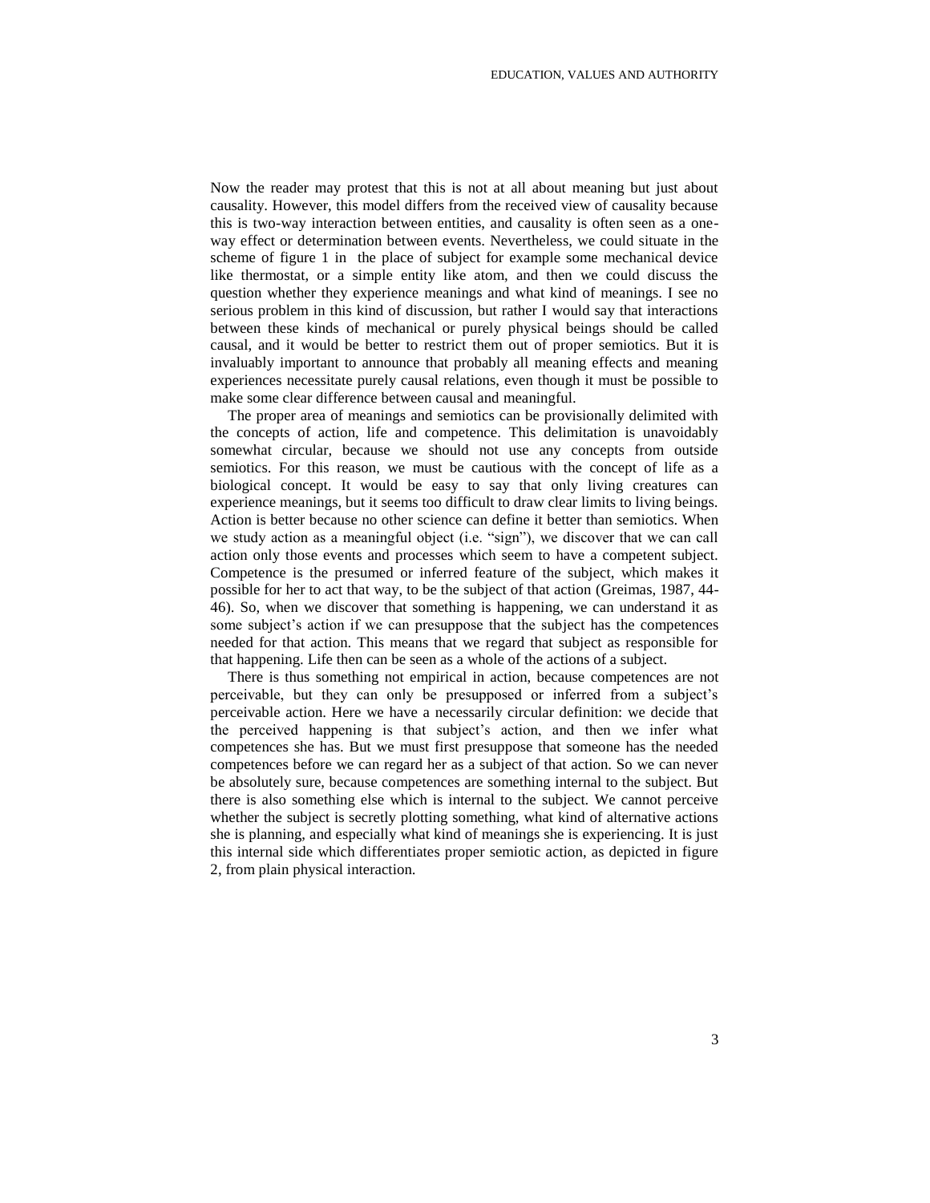Now the reader may protest that this is not at all about meaning but just about causality. However, this model differs from the received view of causality because this is two-way interaction between entities, and causality is often seen as a one-way effect or determination between events. Nevertheless, we could situate in the scheme of figure 1 in the place of subject for example some mechanical device like thermostat, or a simple entity like atom, and then we could discuss the question whether they experience meanings and what kind of meanings. I see no serious problem in this kind of discussion, but rather I would say that interactions between these kinds of mechanical or purely physical beings should be called causal, and it would be better to restrict them out of proper semiotics. But it is invaluably important to announce that probably all meaning effects and meaning experiences necessitate purely causal relations, even though it must be possible to make some clear difference between causal and meaningful.

The proper area of meanings and semiotics can be provisionally delimited with the concepts of action, life and competence. This delimitation is unavoidably somewhat circular, because we should not use any concepts from outside semiotics. For this reason, we must be cautious with the concept of life as a biological concept. It would be easy to say that only living creatures can experience meanings, but it seems too difficult to draw clear limits to living beings. Action is better because no other science can define it better than semiotics. When we study action as a meaningful object (i.e. "sign"), we discover that we can call action only those events and processes which seem to have a competent subject. Competence is the presumed or inferred feature of the subject, which makes it possible for her to act that way, to be the subject of that action (Greimas, 1987, 44-46). So, when we discover that something is happening, we can understand it as some subject's action if we can presuppose that the subject has the competences needed for that action. This means that we regard that subject as responsible for that happening. Life then can be seen as a whole of the actions of a subject.

There is thus something not empirical in action, because competences are not perceivable, but they can only be presupposed or inferred from a subject's perceivable action. Here we have a necessarily circular definition: we decide that the perceived happening is that subject's action, and then we infer what competences she has. But we must first presuppose that someone has the needed competences before we can regard her as a subject of that action. So we can never be absolutely sure, because competences are something internal to the subject. But there is also something else which is internal to the subject. We cannot perceive whether the subject is secretly plotting something, what kind of alternative actions she is planning, and especially what kind of meanings she is experiencing. It is just this internal side which differentiates proper semiotic action, as depicted in figure 2, from plain physical interaction.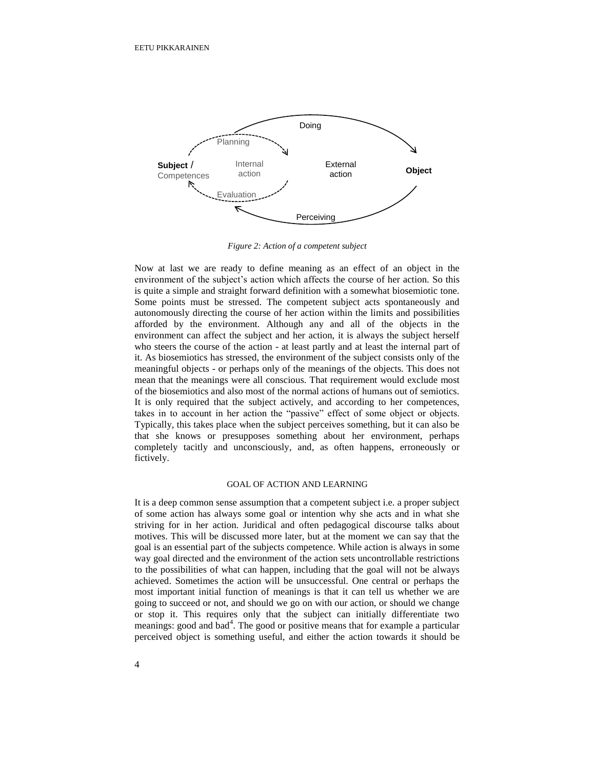*Figure 2: Action of a competent subject*

Now at last we are ready to define meaning as an effect of an object in the environment of the subject's action which affects the course of her action. So this is quite a simple and straight forward definition with a somewhat biosemiotic tone. Some points must be stressed. The competent subject acts spontaneously and autonomously directing the course of her action within the limits and possibilities afforded by the environment. Although any and all of the objects in the environment can affect the subject and her action, it is always the subject herself who steers the course of the action - at least partly and at least the internal part of it. As biosemiotics has stressed, the environment of the subject consists only of the meaningful objects - or perhaps only of the meanings of the objects. This does not mean that the meanings were all conscious. That requirement would exclude most of the biosemiotics and also most of the normal actions of humans out of semiotics. It is only required that the subject actively, and according to her competences, takes in to account in her action the "passive" effect of some object or objects. Typically, this takes place when the subject perceives something, but it can also be that she knows or presupposes something about her environment, perhaps completely tacitly and unconsciously, and, as often happens, erroneously or fictively.

## GOAL OF ACTION AND LEARNING

It is a deep common sense assumption that a competent subject i.e. a proper subject of some action has always some goal or intention why she acts and in what she striving for in her action. Juridical and often pedagogical discourse talks about motives. This will be discussed more later, but at the moment we can say that the goal is an essential part of the subjects competence. While action is always in some way goal directed and the environment of the action sets uncontrollable restrictions to the possibilities of what can happen, including that the goal will not be always achieved. Sometimes the action will be unsuccessful. One central or perhaps the most important initial function of meanings is that it can tell us whether we are going to succeed or not, and should we go on with our action, or should we change or stop it. This requires only that the subject can initially differentiate two meanings: good and bad[4]. The good or positive means that for example a particular perceived object is something useful, and either the action towards it should be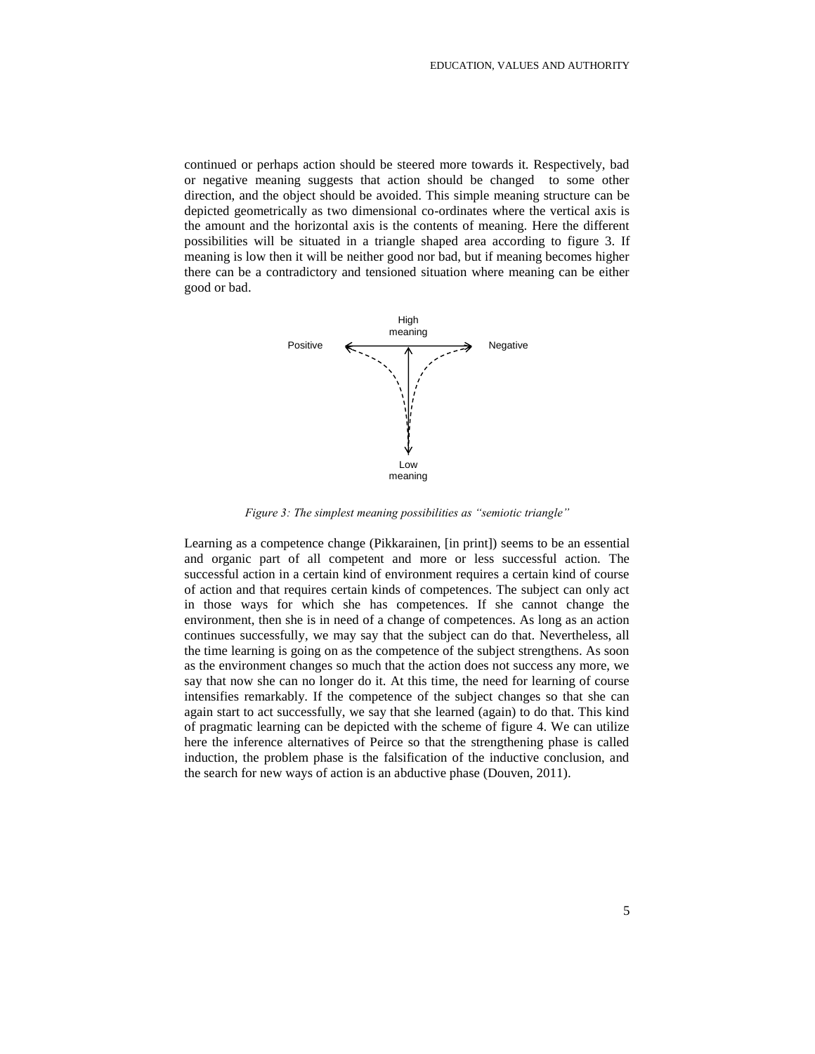continued or perhaps action should be steered more towards it. Respectively, bad or negative meaning suggests that action should be changed to some other direction, and the object should be avoided. This simple meaning structure can be depicted geometrically as two dimensional co-ordinates where the vertical axis is the amount and the horizontal axis is the contents of meaning. Here the different possibilities will be situated in a triangle shaped area according to figure 3. If meaning is low then it will be neither good nor bad, but if meaning becomes higher there can be a contradictory and tensioned situation where meaning can be either good or bad.

High meaning
Positive
Negative
Low meaning

*Figure 3: The simplest meaning possibilities as "semiotic triangle"*

Learning as a competence change (Pikkarainen, [in print]) seems to be an essential and organic part of all competent and more or less successful action. The successful action in a certain kind of environment requires a certain kind of course of action and that requires certain kinds of competences. The subject can only act in those ways for which she has competences. If she cannot change the environment, then she is in need of a change of competences. As long as an action continues successfully, we may say that the subject can do that. Nevertheless, all the time learning is going on as the competence of the subject strengthens. As soon as the environment changes so much that the action does not success any more, we say that now she can no longer do it. At this time, the need for learning of course intensifies remarkably. If the competence of the subject changes so that she can again start to act successfully, we say that she learned (again) to do that. This kind of pragmatic learning can be depicted with the scheme of figure 4. We can utilize here the inference alternatives of Peirce so that the strengthening phase is called induction, the problem phase is the falsification of the inductive conclusion, and the search for new ways of action is an abductive phase (Douven, 2011).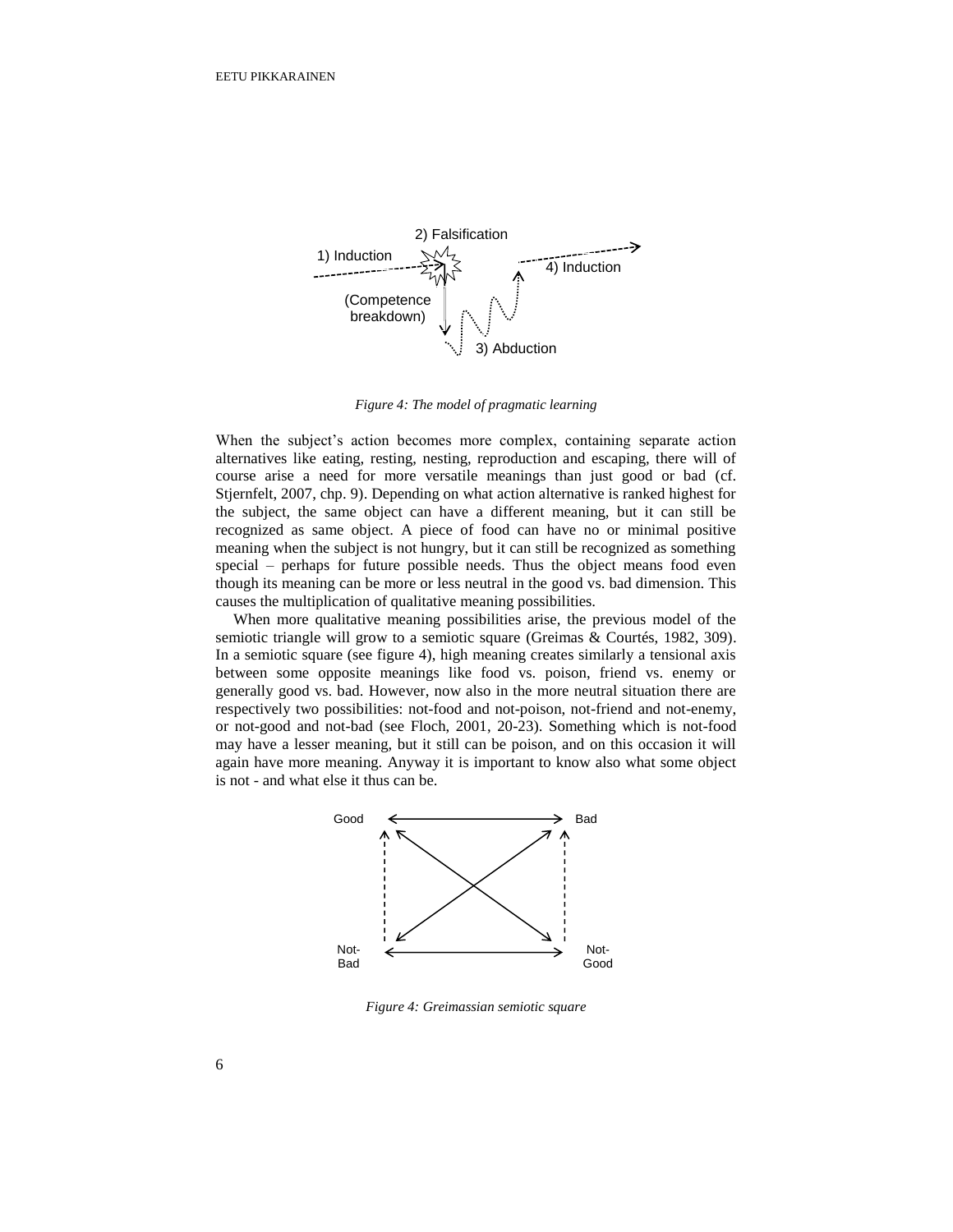*Figure 4: The model of pragmatic learning*

When the subject's action becomes more complex, containing separate action alternatives like eating, resting, nesting, reproduction and escaping, there will of course arise a need for more versatile meanings than just good or bad (cf. Stjernfelt, 2007, chp. 9). Depending on what action alternative is ranked highest for the subject, the same object can have a different meaning, but it can still be recognized as same object. A piece of food can have no or minimal positive meaning when the subject is not hungry, but it can still be recognized as something special – perhaps for future possible needs. Thus the object means food even though its meaning can be more or less neutral in the good vs. bad dimension. This causes the multiplication of qualitative meaning possibilities.

When more qualitative meaning possibilities arise, the previous model of the semiotic triangle will grow to a semiotic square (Greimas & Courtés, 1982, 309). In a semiotic square (see figure 4), high meaning creates similarly a tensional axis between some opposite meanings like food vs. poison, friend vs. enemy or generally good vs. bad. However, now also in the more neutral situation there are respectively two possibilities: not-food and not-poison, not-friend and not-enemy, or not-good and not-bad (see Floch, 2001, 20-23). Something which is not-food may have a lesser meaning, but it still can be poison, and on this occasion it will again have more meaning. Anyway it is important to know also what some object is not - and what else it thus can be.

*Figure 4: Greimassian semiotic square*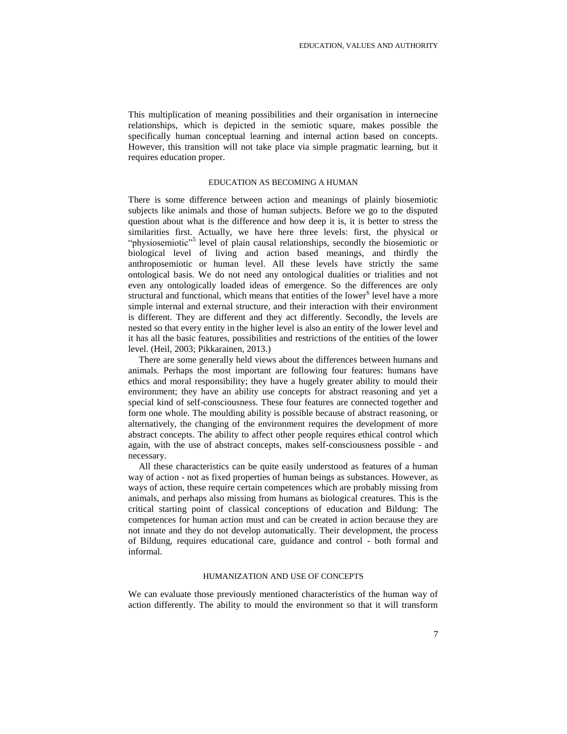This multiplication of meaning possibilities and their organisation in internecine relationships, which is depicted in the semiotic square, makes possible the specifically human conceptual learning and internal action based on concepts. However, this transition will not take place via simple pragmatic learning, but it requires education proper.

## EDUCATION AS BECOMING A HUMAN

There is some difference between action and meanings of plainly biosemiotic subjects like animals and those of human subjects. Before we go to the disputed question about what is the difference and how deep it is, it is better to stress the similarities first. Actually, we have here three levels: first, the physical or "physiosemiotic"[5] level of plain causal relationships, secondly the biosemiotic or biological level of living and action based meanings, and thirdly the anthroposemiotic or human level. All these levels have strictly the same ontological basis. We do not need any ontological dualities or trialities and not even any ontologically loaded ideas of emergence. So the differences are only structural and functional, which means that entities of the lower[6] level have a more simple internal and external structure, and their interaction with their environment is different. They are different and they act differently. Secondly, the levels are nested so that every entity in the higher level is also an entity of the lower level and it has all the basic features, possibilities and restrictions of the entities of the lower level. (Heil, 2003; Pikkarainen, 2013.)

There are some generally held views about the differences between humans and animals. Perhaps the most important are following four features: humans have ethics and moral responsibility; they have a hugely greater ability to mould their environment; they have an ability use concepts for abstract reasoning and yet a special kind of self-consciousness. These four features are connected together and form one whole. The moulding ability is possible because of abstract reasoning, or alternatively, the changing of the environment requires the development of more abstract concepts. The ability to affect other people requires ethical control which again, with the use of abstract concepts, makes self-consciousness possible - and necessary.

All these characteristics can be quite easily understood as features of a human way of action - not as fixed properties of human beings as substances. However, as ways of action, these require certain competences which are probably missing from animals, and perhaps also missing from humans as biological creatures. This is the critical starting point of classical conceptions of education and Bildung: The competences for human action must and can be created in action because they are not innate and they do not develop automatically. Their development, the process of Bildung, requires educational care, guidance and control - both formal and informal.

## HUMANIZATION AND USE OF CONCEPTS

We can evaluate those previously mentioned characteristics of the human way of action differently. The ability to mould the environment so that it will transform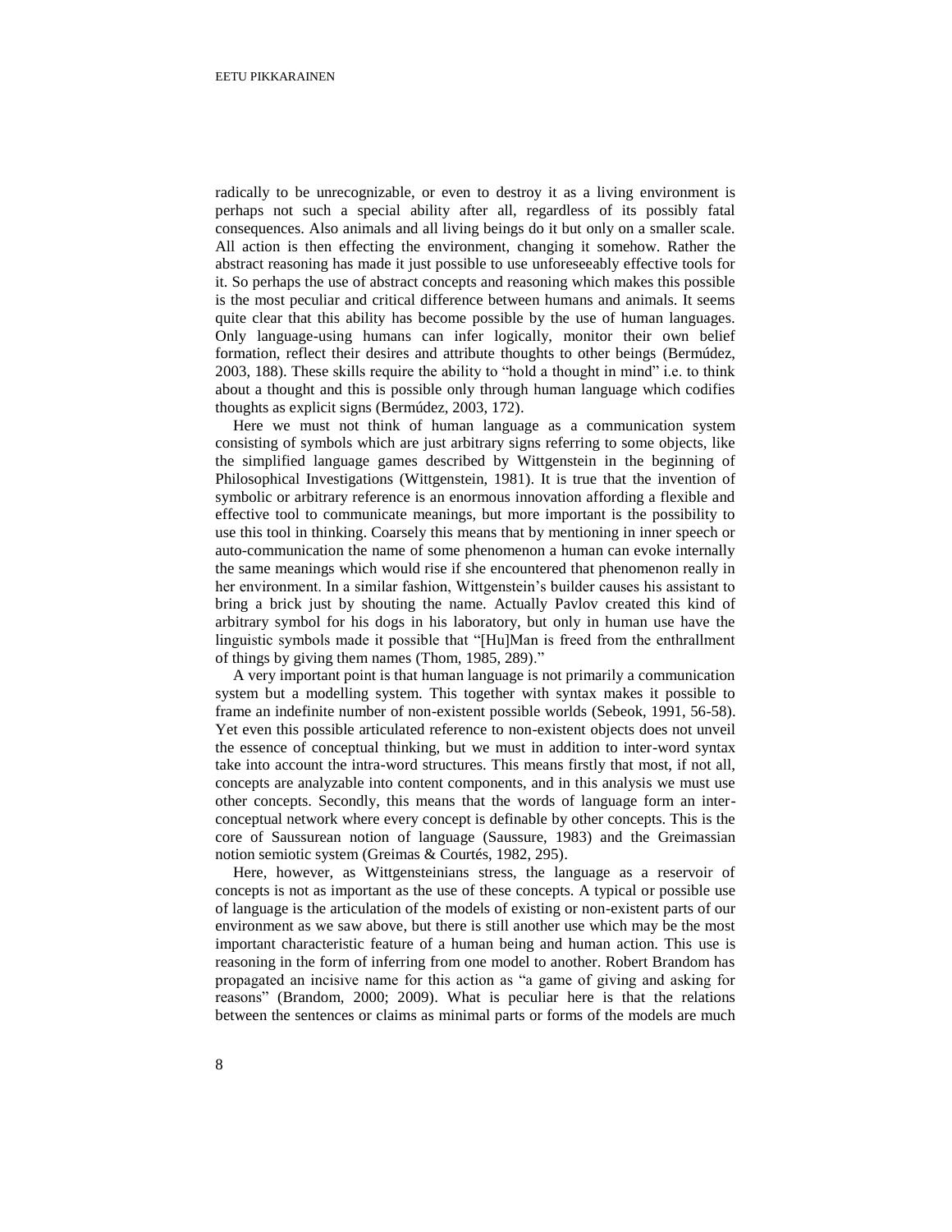radically to be unrecognizable, or even to destroy it as a living environment is perhaps not such a special ability after all, regardless of its possibly fatal consequences. Also animals and all living beings do it but only on a smaller scale. All action is then effecting the environment, changing it somehow. Rather the abstract reasoning has made it just possible to use unforeseeably effective tools for it. So perhaps the use of abstract concepts and reasoning which makes this possible is the most peculiar and critical difference between humans and animals. It seems quite clear that this ability has become possible by the use of human languages. Only language-using humans can infer logically, monitor their own belief formation, reflect their desires and attribute thoughts to other beings (Bermúdez, 2003, 188). These skills require the ability to "hold a thought in mind" i.e. to think about a thought and this is possible only through human language which codifies thoughts as explicit signs (Bermúdez, 2003, 172).

Here we must not think of human language as a communication system consisting of symbols which are just arbitrary signs referring to some objects, like the simplified language games described by Wittgenstein in the beginning of Philosophical Investigations (Wittgenstein, 1981). It is true that the invention of symbolic or arbitrary reference is an enormous innovation affording a flexible and effective tool to communicate meanings, but more important is the possibility to use this tool in thinking. Coarsely this means that by mentioning in inner speech or auto-communication the name of some phenomenon a human can evoke internally the same meanings which would rise if she encountered that phenomenon really in her environment. In a similar fashion, Wittgenstein's builder causes his assistant to bring a brick just by shouting the name. Actually Pavlov created this kind of arbitrary symbol for his dogs in his laboratory, but only in human use have the linguistic symbols made it possible that "[Hu]Man is freed from the enthrallment of things by giving them names (Thom, 1985, 289)."

A very important point is that human language is not primarily a communication system but a modelling system. This together with syntax makes it possible to frame an indefinite number of non-existent possible worlds (Sebeok, 1991, 56-58). Yet even this possible articulated reference to non-existent objects does not unveil the essence of conceptual thinking, but we must in addition to inter-word syntax take into account the intra-word structures. This means firstly that most, if not all, concepts are analyzable into content components, and in this analysis we must use other concepts. Secondly, this means that the words of language form an inter-conceptual network where every concept is definable by other concepts. This is the core of Saussurean notion of language (Saussure, 1983) and the Greimassian notion semiotic system (Greimas & Courtés, 1982, 295).

Here, however, as Wittgensteinians stress, the language as a reservoir of concepts is not as important as the use of these concepts. A typical or possible use of language is the articulation of the models of existing or non-existent parts of our environment as we saw above, but there is still another use which may be the most important characteristic feature of a human being and human action. This use is reasoning in the form of inferring from one model to another. Robert Brandom has propagated an incisive name for this action as "a game of giving and asking for reasons" (Brandom, 2000; 2009). What is peculiar here is that the relations between the sentences or claims as minimal parts or forms of the models are much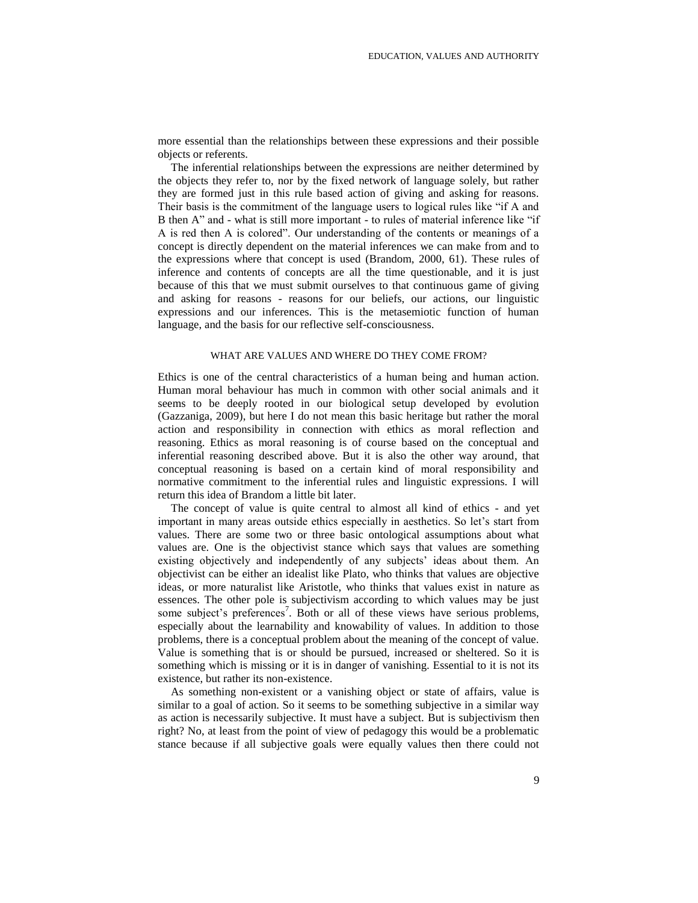more essential than the relationships between these expressions and their possible objects or referents.

The inferential relationships between the expressions are neither determined by the objects they refer to, nor by the fixed network of language solely, but rather they are formed just in this rule based action of giving and asking for reasons. Their basis is the commitment of the language users to logical rules like "if A and B then A" and - what is still more important - to rules of material inference like "if A is red then A is colored". Our understanding of the contents or meanings of a concept is directly dependent on the material inferences we can make from and to the expressions where that concept is used (Brandom, 2000, 61). These rules of inference and contents of concepts are all the time questionable, and it is just because of this that we must submit ourselves to that continuous game of giving and asking for reasons - reasons for our beliefs, our actions, our linguistic expressions and our inferences. This is the metasemiotic function of human language, and the basis for our reflective self-consciousness.

## WHAT ARE VALUES AND WHERE DO THEY COME FROM?

Ethics is one of the central characteristics of a human being and human action. Human moral behaviour has much in common with other social animals and it seems to be deeply rooted in our biological setup developed by evolution (Gazzaniga, 2009), but here I do not mean this basic heritage but rather the moral action and responsibility in connection with ethics as moral reflection and reasoning. Ethics as moral reasoning is of course based on the conceptual and inferential reasoning described above. But it is also the other way around, that conceptual reasoning is based on a certain kind of moral responsibility and normative commitment to the inferential rules and linguistic expressions. I will return this idea of Brandom a little bit later.

The concept of value is quite central to almost all kind of ethics - and yet important in many areas outside ethics especially in aesthetics. So let's start from values. There are some two or three basic ontological assumptions about what values are. One is the objectivist stance which says that values are something existing objectively and independently of any subjects' ideas about them. An objectivist can be either an idealist like Plato, who thinks that values are objective ideas, or more naturalist like Aristotle, who thinks that values exist in nature as essences. The other pole is subjectivism according to which values may be just some subject's preferences[7]. Both or all of these views have serious problems, especially about the learnability and knowability of values. In addition to those problems, there is a conceptual problem about the meaning of the concept of value. Value is something that is or should be pursued, increased or sheltered. So it is something which is missing or it is in danger of vanishing. Essential to it is not its existence, but rather its non-existence.

As something non-existent or a vanishing object or state of affairs, value is similar to a goal of action. So it seems to be something subjective in a similar way as action is necessarily subjective. It must have a subject. But is subjectivism then right? No, at least from the point of view of pedagogy this would be a problematic stance because if all subjective goals were equally values then there could not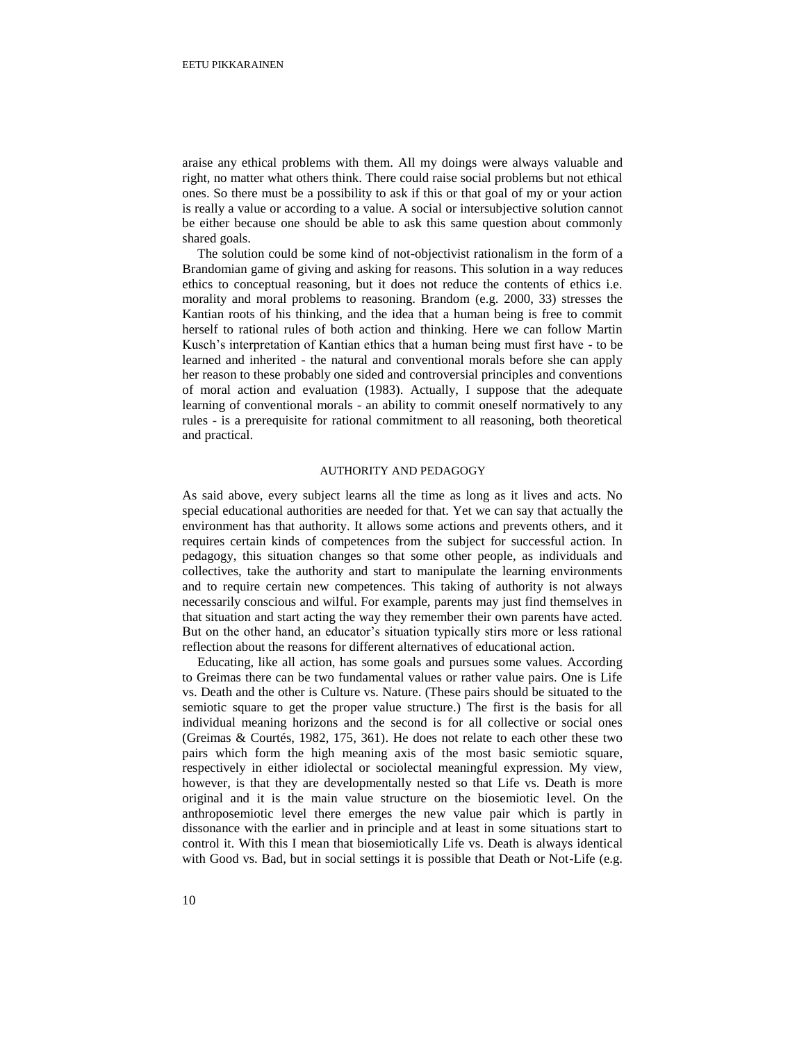araise any ethical problems with them. All my doings were always valuable and right, no matter what others think. There could raise social problems but not ethical ones. So there must be a possibility to ask if this or that goal of my or your action is really a value or according to a value. A social or intersubjective solution cannot be either because one should be able to ask this same question about commonly shared goals.

The solution could be some kind of not-objectivist rationalism in the form of a Brandomian game of giving and asking for reasons. This solution in a way reduces ethics to conceptual reasoning, but it does not reduce the contents of ethics i.e. morality and moral problems to reasoning. Brandom (e.g. 2000, 33) stresses the Kantian roots of his thinking, and the idea that a human being is free to commit herself to rational rules of both action and thinking. Here we can follow Martin Kusch's interpretation of Kantian ethics that a human being must first have - to be learned and inherited - the natural and conventional morals before she can apply her reason to these probably one sided and controversial principles and conventions of moral action and evaluation (1983). Actually, I suppose that the adequate learning of conventional morals - an ability to commit oneself normatively to any rules - is a prerequisite for rational commitment to all reasoning, both theoretical and practical.

## AUTHORITY AND PEDAGOGY

As said above, every subject learns all the time as long as it lives and acts. No special educational authorities are needed for that. Yet we can say that actually the environment has that authority. It allows some actions and prevents others, and it requires certain kinds of competences from the subject for successful action. In pedagogy, this situation changes so that some other people, as individuals and collectives, take the authority and start to manipulate the learning environments and to require certain new competences. This taking of authority is not always necessarily conscious and wilful. For example, parents may just find themselves in that situation and start acting the way they remember their own parents have acted. But on the other hand, an educator's situation typically stirs more or less rational reflection about the reasons for different alternatives of educational action.

Educating, like all action, has some goals and pursues some values. According to Greimas there can be two fundamental values or rather value pairs. One is Life vs. Death and the other is Culture vs. Nature. (These pairs should be situated to the semiotic square to get the proper value structure.) The first is the basis for all individual meaning horizons and the second is for all collective or social ones (Greimas & Courtés, 1982, 175, 361). He does not relate to each other these two pairs which form the high meaning axis of the most basic semiotic square, respectively in either idiolectal or sociolectal meaningful expression. My view, however, is that they are developmentally nested so that Life vs. Death is more original and it is the main value structure on the biosemiotic level. On the anthroposemiotic level there emerges the new value pair which is partly in dissonance with the earlier and in principle and at least in some situations start to control it. With this I mean that biosemiotically Life vs. Death is always identical with Good vs. Bad, but in social settings it is possible that Death or Not-Life (e.g.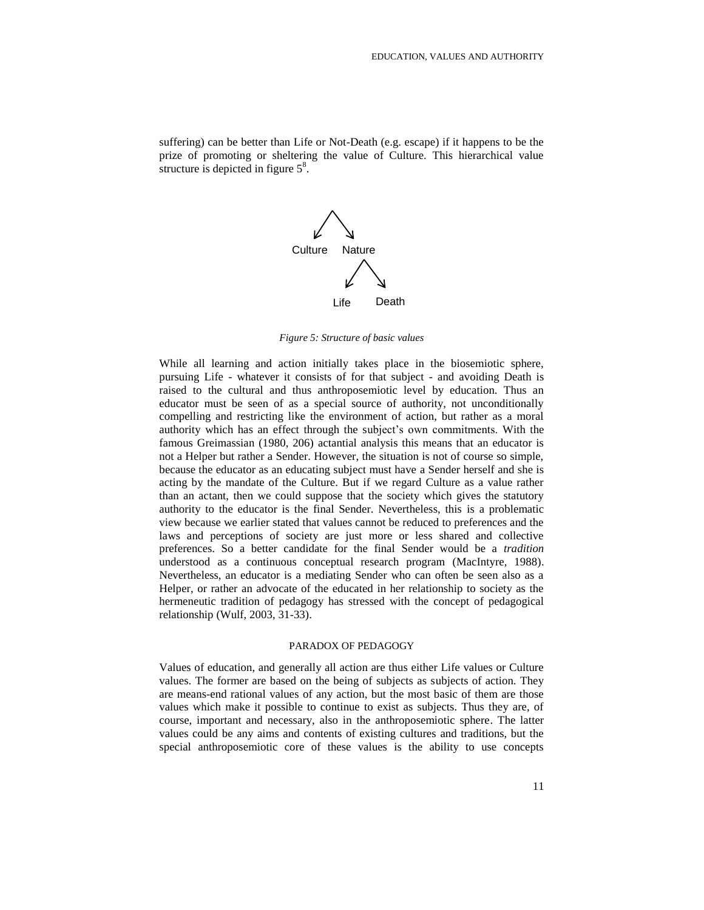suffering) can be better than Life or Not-Death (e.g. escape) if it happens to be the prize of promoting or sheltering the value of Culture. This hierarchical value structure is depicted in figure 5[8].

```
        /\
       ↙  ↘
 Culture   Nature
             /\
            ↙  ↘
         Life   Death
```

*Figure 5: Structure of basic values*

While all learning and action initially takes place in the biosemiotic sphere, pursuing Life - whatever it consists of for that subject - and avoiding Death is raised to the cultural and thus anthroposemiotic level by education. Thus an educator must be seen of as a special source of authority, not unconditionally compelling and restricting like the environment of action, but rather as a moral authority which has an effect through the subject's own commitments. With the famous Greimassian (1980, 206) actantial analysis this means that an educator is not a Helper but rather a Sender. However, the situation is not of course so simple, because the educator as an educating subject must have a Sender herself and she is acting by the mandate of the Culture. But if we regard Culture as a value rather than an actant, then we could suppose that the society which gives the statutory authority to the educator is the final Sender. Nevertheless, this is a problematic view because we earlier stated that values cannot be reduced to preferences and the laws and perceptions of society are just more or less shared and collective preferences. So a better candidate for the final Sender would be a *tradition* understood as a continuous conceptual research program (MacIntyre, 1988). Nevertheless, an educator is a mediating Sender who can often be seen also as a Helper, or rather an advocate of the educated in her relationship to society as the hermeneutic tradition of pedagogy has stressed with the concept of pedagogical relationship (Wulf, 2003, 31-33).

## PARADOX OF PEDAGOGY

Values of education, and generally all action are thus either Life values or Culture values. The former are based on the being of subjects as subjects of action. They are means-end rational values of any action, but the most basic of them are those values which make it possible to continue to exist as subjects. Thus they are, of course, important and necessary, also in the anthroposemiotic sphere. The latter values could be any aims and contents of existing cultures and traditions, but the special anthroposemiotic core of these values is the ability to use concepts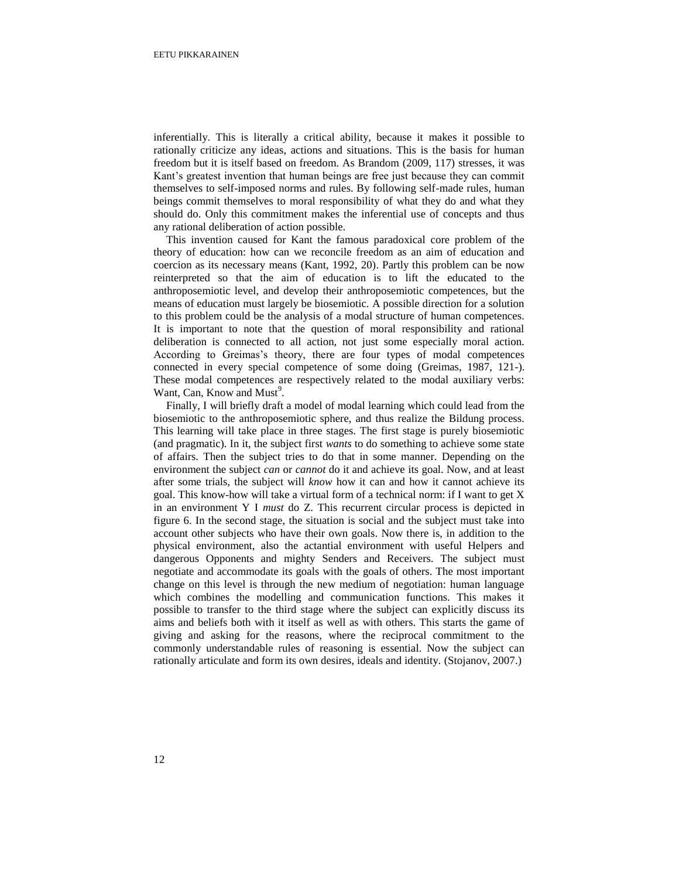inferentially. This is literally a critical ability, because it makes it possible to rationally criticize any ideas, actions and situations. This is the basis for human freedom but it is itself based on freedom. As Brandom (2009, 117) stresses, it was Kant's greatest invention that human beings are free just because they can commit themselves to self-imposed norms and rules. By following self-made rules, human beings commit themselves to moral responsibility of what they do and what they should do. Only this commitment makes the inferential use of concepts and thus any rational deliberation of action possible.

This invention caused for Kant the famous paradoxical core problem of the theory of education: how can we reconcile freedom as an aim of education and coercion as its necessary means (Kant, 1992, 20). Partly this problem can be now reinterpreted so that the aim of education is to lift the educated to the anthroposemiotic level, and develop their anthroposemiotic competences, but the means of education must largely be biosemiotic. A possible direction for a solution to this problem could be the analysis of a modal structure of human competences. It is important to note that the question of moral responsibility and rational deliberation is connected to all action, not just some especially moral action. According to Greimas's theory, there are four types of modal competences connected in every special competence of some doing (Greimas, 1987, 121-). These modal competences are respectively related to the modal auxiliary verbs: Want, Can, Know and Must[9].

Finally, I will briefly draft a model of modal learning which could lead from the biosemiotic to the anthroposemiotic sphere, and thus realize the Bildung process. This learning will take place in three stages. The first stage is purely biosemiotic (and pragmatic). In it, the subject first *wants* to do something to achieve some state of affairs. Then the subject tries to do that in some manner. Depending on the environment the subject *can* or *cannot* do it and achieve its goal. Now, and at least after some trials, the subject will *know* how it can and how it cannot achieve its goal. This know-how will take a virtual form of a technical norm: if I want to get X in an environment Y I *must* do Z. This recurrent circular process is depicted in figure 6. In the second stage, the situation is social and the subject must take into account other subjects who have their own goals. Now there is, in addition to the physical environment, also the actantial environment with useful Helpers and dangerous Opponents and mighty Senders and Receivers. The subject must negotiate and accommodate its goals with the goals of others. The most important change on this level is through the new medium of negotiation: human language which combines the modelling and communication functions. This makes it possible to transfer to the third stage where the subject can explicitly discuss its aims and beliefs both with it itself as well as with others. This starts the game of giving and asking for the reasons, where the reciprocal commitment to the commonly understandable rules of reasoning is essential. Now the subject can rationally articulate and form its own desires, ideals and identity. (Stojanov, 2007.)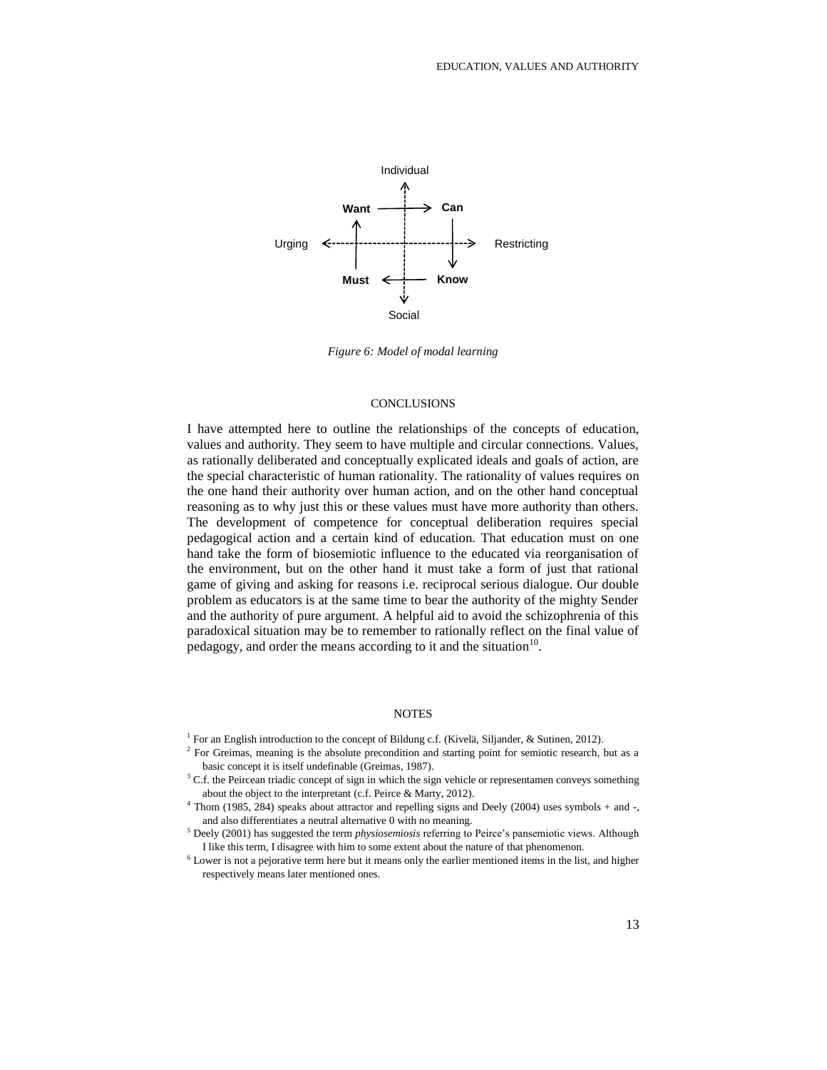Individual

**Want** → **Can**

Urging ← → Restricting

**Must** ← **Know**

Social

*Figure 6: Model of modal learning*

## CONCLUSIONS

I have attempted here to outline the relationships of the concepts of education, values and authority. They seem to have multiple and circular connections. Values, as rationally deliberated and conceptually explicated ideals and goals of action, are the special characteristic of human rationality. The rationality of values requires on the one hand their authority over human action, and on the other hand conceptual reasoning as to why just this or these values must have more authority than others. The development of competence for conceptual deliberation requires special pedagogical action and a certain kind of education. That education must on one hand take the form of biosemiotic influence to the educated via reorganisation of the environment, but on the other hand it must take a form of just that rational game of giving and asking for reasons i.e. reciprocal serious dialogue. Our double problem as educators is at the same time to bear the authority of the mighty Sender and the authority of pure argument. A helpful aid to avoid the schizophrenia of this paradoxical situation may be to remember to rationally reflect on the final value of pedagogy, and order the means according to it and the situation[10].

## NOTES

[1] For an English introduction to the concept of Bildung c.f. (Kivelä, Siljander, & Sutinen, 2012).

[2] For Greimas, meaning is the absolute precondition and starting point for semiotic research, but as a basic concept it is itself undefinable (Greimas, 1987).

[3] C.f. the Peircean triadic concept of sign in which the sign vehicle or representamen conveys something about the object to the interpretant (c.f. Peirce & Marty, 2012).

[4] Thom (1985, 284) speaks about attractor and repelling signs and Deely (2004) uses symbols + and -, and also differentiates a neutral alternative 0 with no meaning.

[5] Deely (2001) has suggested the term *physiosemiosis* referring to Peirce's pansemiotic views. Although I like this term, I disagree with him to some extent about the nature of that phenomenon.

[6] Lower is not a pejorative term here but it means only the earlier mentioned items in the list, and higher respectively means later mentioned ones.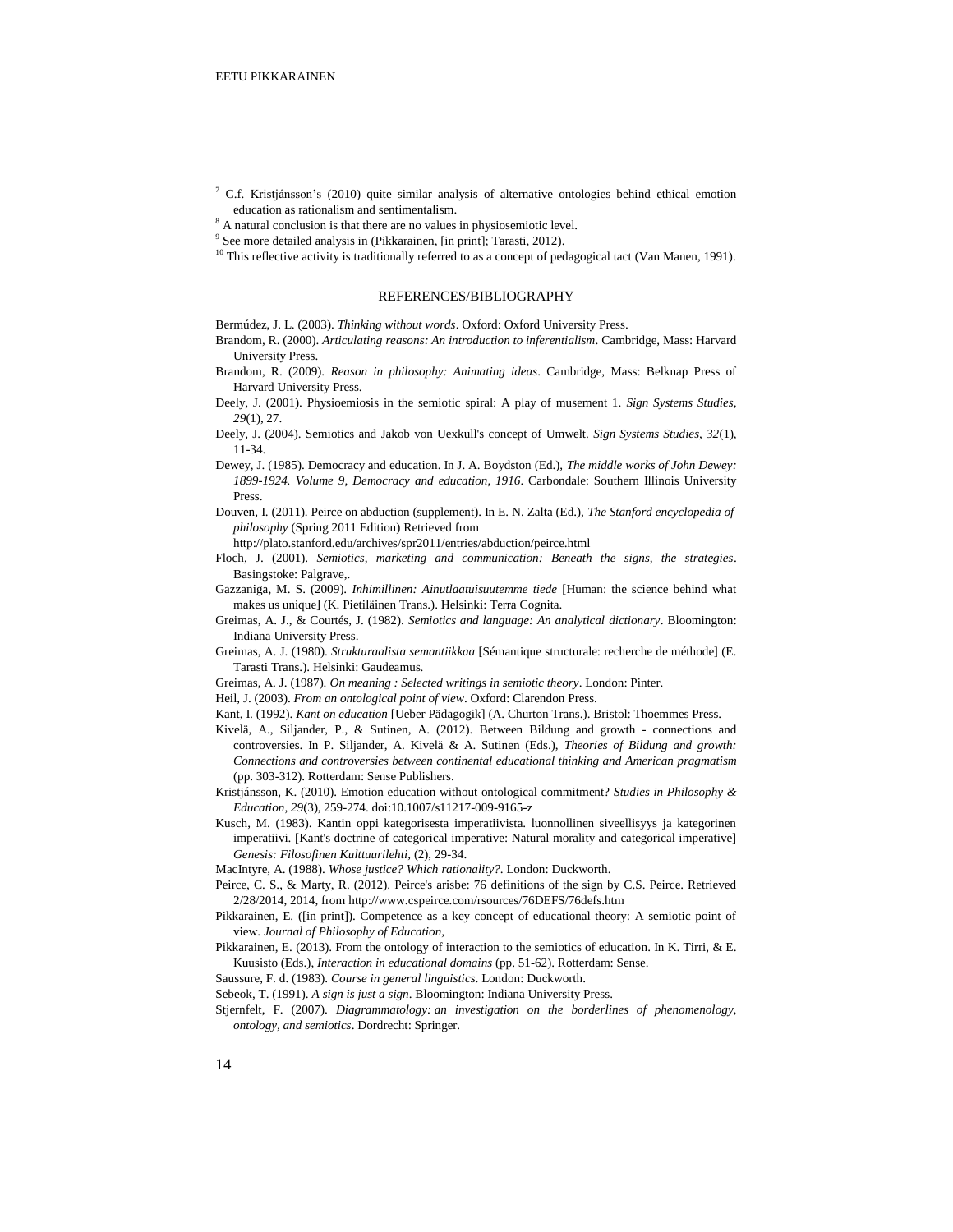[7] C.f. Kristjánsson's (2010) quite similar analysis of alternative ontologies behind ethical emotion education as rationalism and sentimentalism.

[8] A natural conclusion is that there are no values in physiosemiotic level.

[9] See more detailed analysis in (Pikkarainen, [in print]; Tarasti, 2012).

[10] This reflective activity is traditionally referred to as a concept of pedagogical tact (Van Manen, 1991).

## REFERENCES/BIBLIOGRAPHY

Bermúdez, J. L. (2003). *Thinking without words*. Oxford: Oxford University Press.

Brandom, R. (2000). *Articulating reasons: An introduction to inferentialism*. Cambridge, Mass: Harvard University Press.

Brandom, R. (2009). *Reason in philosophy: Animating ideas*. Cambridge, Mass: Belknap Press of Harvard University Press.

Deely, J. (2001). Physioemiosis in the semiotic spiral: A play of musement 1. *Sign Systems Studies, 29*(1), 27.

Deely, J. (2004). Semiotics and Jakob von Uexkull's concept of Umwelt. *Sign Systems Studies, 32*(1), 11-34.

Dewey, J. (1985). Democracy and education. In J. A. Boydston (Ed.), *The middle works of John Dewey: 1899-1924. Volume 9, Democracy and education, 1916*. Carbondale: Southern Illinois University Press.

Douven, I. (2011). Peirce on abduction (supplement). In E. N. Zalta (Ed.), *The Stanford encyclopedia of philosophy* (Spring 2011 Edition) Retrieved from http://plato.stanford.edu/archives/spr2011/entries/abduction/peirce.html

Floch, J. (2001). *Semiotics, marketing and communication: Beneath the signs, the strategies*. Basingstoke: Palgrave,.

Gazzaniga, M. S. (2009). *Inhimillinen: Ainutlaatuisuutemme tiede* [Human: the science behind what makes us unique] (K. Pietiläinen Trans.). Helsinki: Terra Cognita.

Greimas, A. J., & Courtés, J. (1982). *Semiotics and language: An analytical dictionary*. Bloomington: Indiana University Press.

Greimas, A. J. (1980). *Strukturaalista semantiikkaa* [Sémantique structurale: recherche de méthode] (E. Tarasti Trans.). Helsinki: Gaudeamus.

Greimas, A. J. (1987). *On meaning : Selected writings in semiotic theory*. London: Pinter.

Heil, J. (2003). *From an ontological point of view*. Oxford: Clarendon Press.

Kant, I. (1992). *Kant on education* [Ueber Pädagogik] (A. Churton Trans.). Bristol: Thoemmes Press.

Kivelä, A., Siljander, P., & Sutinen, A. (2012). Between Bildung and growth - connections and controversies. In P. Siljander, A. Kivelä & A. Sutinen (Eds.), *Theories of Bildung and growth: Connections and controversies between continental educational thinking and American pragmatism* (pp. 303-312). Rotterdam: Sense Publishers.

Kristjánsson, K. (2010). Emotion education without ontological commitment? *Studies in Philosophy & Education, 29*(3), 259-274. doi:10.1007/s11217-009-9165-z

Kusch, M. (1983). Kantin oppi kategorisesta imperatiivista. luonnollinen siveellisyys ja kategorinen imperatiivi. [Kant's doctrine of categorical imperative: Natural morality and categorical imperative] *Genesis: Filosofinen Kulttuurilehti*, (2), 29-34.

MacIntyre, A. (1988). *Whose justice? Which rationality?*. London: Duckworth.

Peirce, C. S., & Marty, R. (2012). Peirce's arisbe: 76 definitions of the sign by C.S. Peirce. Retrieved 2/28/2014, 2014, from http://www.cspeirce.com/rsources/76DEFS/76defs.htm

Pikkarainen, E. ([in print]). Competence as a key concept of educational theory: A semiotic point of view. *Journal of Philosophy of Education,*

Pikkarainen, E. (2013). From the ontology of interaction to the semiotics of education. In K. Tirri, & E. Kuusisto (Eds.), *Interaction in educational domains* (pp. 51-62). Rotterdam: Sense.

Saussure, F. d. (1983). *Course in general linguistics*. London: Duckworth.

Sebeok, T. (1991). *A sign is just a sign*. Bloomington: Indiana University Press.

Stjernfelt, F. (2007). *Diagrammatology: an investigation on the borderlines of phenomenology, ontology, and semiotics*. Dordrecht: Springer.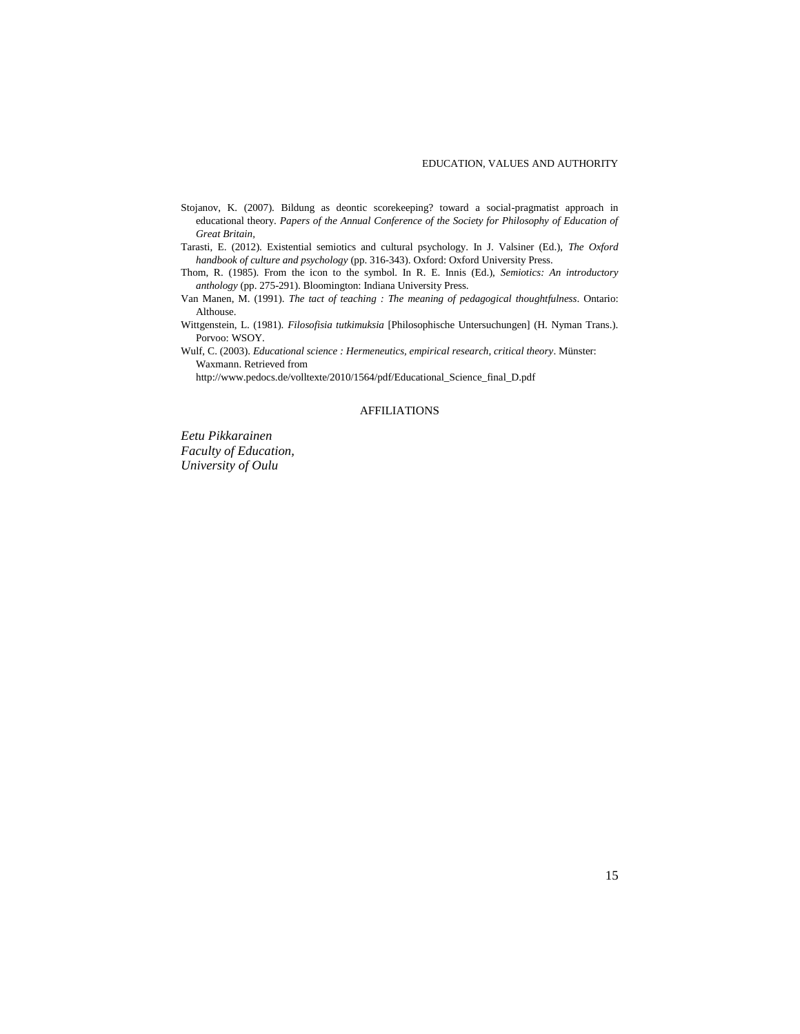Stojanov, K. (2007). Bildung as deontic scorekeeping? toward a social-pragmatist approach in educational theory. *Papers of the Annual Conference of the Society for Philosophy of Education of Great Britain*,

Tarasti, E. (2012). Existential semiotics and cultural psychology. In J. Valsiner (Ed.), *The Oxford handbook of culture and psychology* (pp. 316-343). Oxford: Oxford University Press.

Thom, R. (1985). From the icon to the symbol. In R. E. Innis (Ed.), *Semiotics: An introductory anthology* (pp. 275-291). Bloomington: Indiana University Press.

Van Manen, M. (1991). *The tact of teaching : The meaning of pedagogical thoughtfulness*. Ontario: Althouse.

Wittgenstein, L. (1981). *Filosofisia tutkimuksia* [Philosophische Untersuchungen] (H. Nyman Trans.). Porvoo: WSOY.

Wulf, C. (2003). *Educational science : Hermeneutics, empirical research, critical theory*. Münster: Waxmann. Retrieved from http://www.pedocs.de/volltexte/2010/1564/pdf/Educational_Science_final_D.pdf

## AFFILIATIONS

*Eetu Pikkarainen*
*Faculty of Education,*
*University of Oulu*